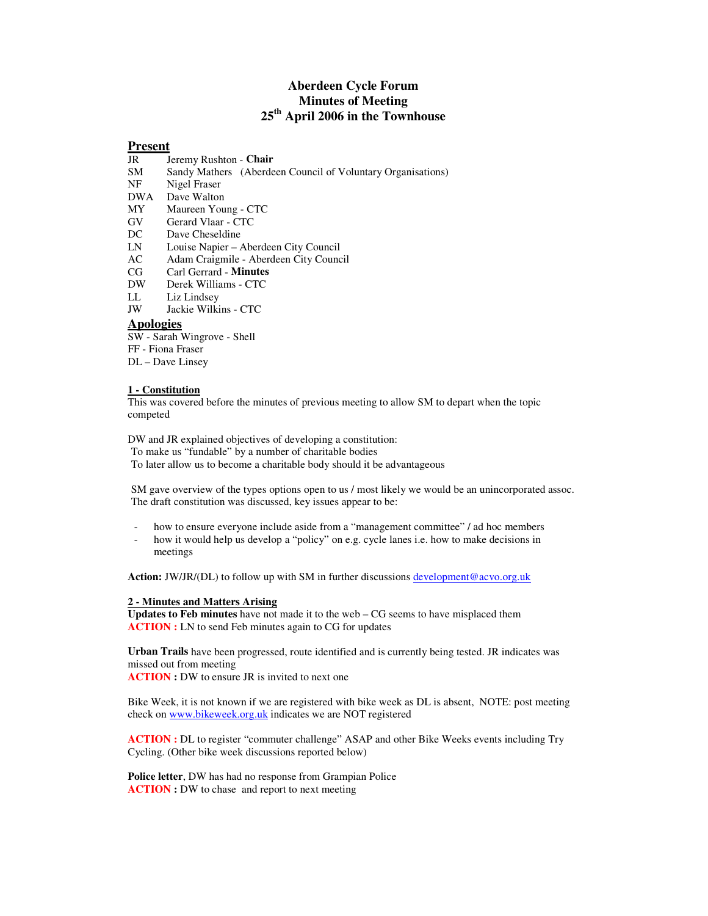# Aberdeen Cycle Forum
# Minutes of Meeting
# 25th April 2006 in the Townhouse

## Present

JR Jeremy Rushton - **Chair**
SM Sandy Mathers (Aberdeen Council of Voluntary Organisations)
NF Nigel Fraser
DWA Dave Walton
MY Maureen Young - CTC
GV Gerard Vlaar - CTC
DC Dave Cheseldine
LN Louise Napier – Aberdeen City Council
AC Adam Craigmile - Aberdeen City Council
CG Carl Gerrard - **Minutes**
DW Derek Williams - CTC
LL Liz Lindsey
JW Jackie Wilkins - CTC

## Apologies

SW - Sarah Wingrove - Shell
FF - Fiona Fraser
DL – Dave Linsey

### 1 - Constitution

This was covered before the minutes of previous meeting to allow SM to depart when the topic competed

DW and JR explained objectives of developing a constitution:
To make us "fundable" by a number of charitable bodies
To later allow us to become a charitable body should it be advantageous

SM gave overview of the types options open to us / most likely we would be an unincorporated assoc. The draft constitution was discussed, key issues appear to be:

- how to ensure everyone include aside from a "management committee" / ad hoc members
- how it would help us develop a "policy" on e.g. cycle lanes i.e. how to make decisions in meetings

**Action:** JW/JR/(DL) to follow up with SM in further discussions development@acvo.org.uk

### 2 - Minutes and Matters Arising

**Updates to Feb minutes** have not made it to the web – CG seems to have misplaced them
**ACTION :** LN to send Feb minutes again to CG for updates

**Urban Trails** have been progressed, route identified and is currently being tested. JR indicates was missed out from meeting
**ACTION :** DW to ensure JR is invited to next one

Bike Week, it is not known if we are registered with bike week as DL is absent, NOTE: post meeting check on www.bikeweek.org.uk indicates we are NOT registered

**ACTION :** DL to register "commuter challenge" ASAP and other Bike Weeks events including Try Cycling. (Other bike week discussions reported below)

**Police letter**, DW has had no response from Grampian Police
**ACTION :** DW to chase and report to next meeting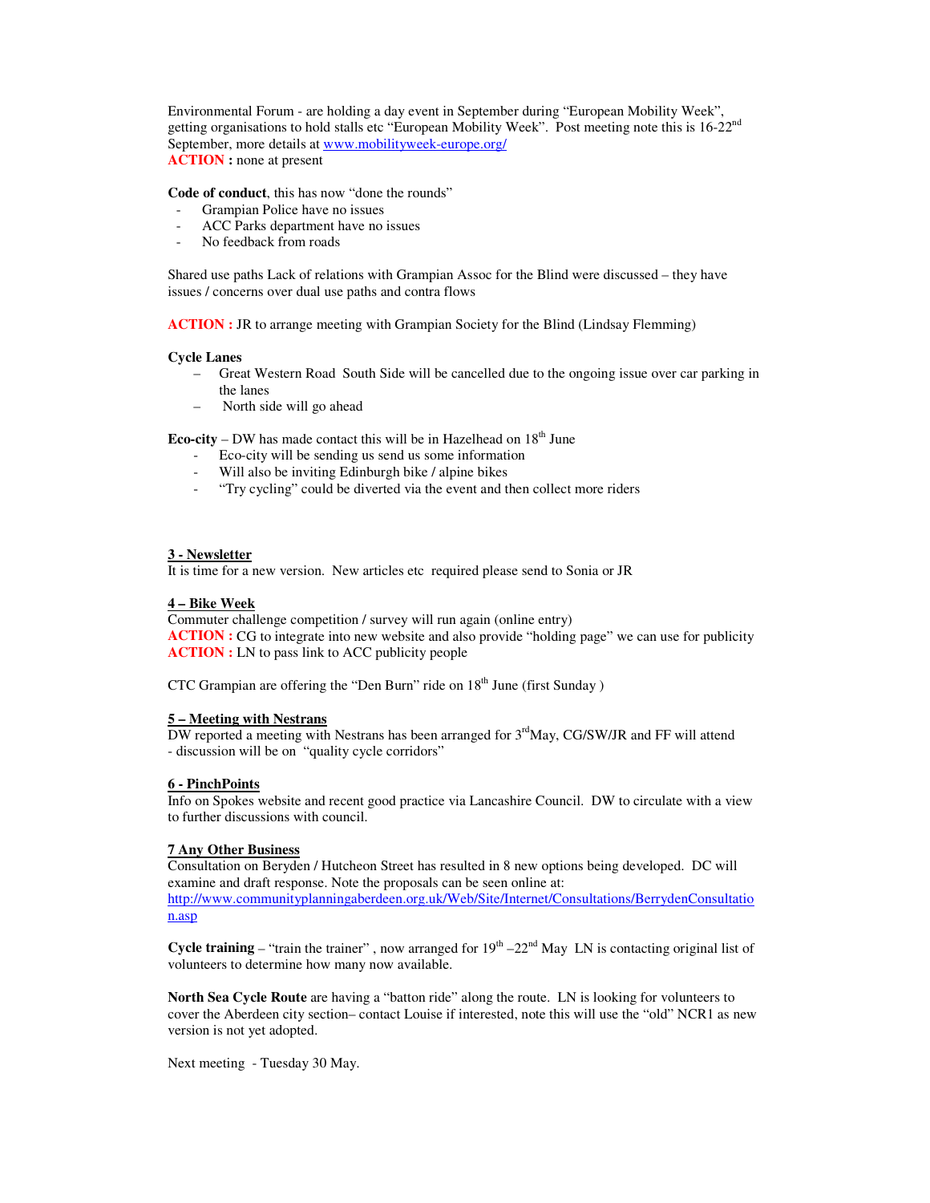Environmental Forum - are holding a day event in September during "European Mobility Week", getting organisations to hold stalls etc "European Mobility Week". Post meeting note this is 16-22nd September, more details at [www.mobilityweek-europe.org/](www.mobilityweek-europe.org/)
**ACTION :** none at present

**Code of conduct**, this has now "done the rounds"

- Grampian Police have no issues
- ACC Parks department have no issues
- No feedback from roads

Shared use paths Lack of relations with Grampian Assoc for the Blind were discussed – they have issues / concerns over dual use paths and contra flows

**ACTION :** JR to arrange meeting with Grampian Society for the Blind (Lindsay Flemming)

**Cycle Lanes**

- Great Western Road South Side will be cancelled due to the ongoing issue over car parking in the lanes
- North side will go ahead

**Eco-city** – DW has made contact this will be in Hazelhead on 18th June

- Eco-city will be sending us send us some information
- Will also be inviting Edinburgh bike / alpine bikes
- "Try cycling" could be diverted via the event and then collect more riders

**3 - Newsletter**

It is time for a new version. New articles etc required please send to Sonia or JR

**4 – Bike Week**

Commuter challenge competition / survey will run again (online entry)
**ACTION :** CG to integrate into new website and also provide "holding page" we can use for publicity
**ACTION :** LN to pass link to ACC publicity people

CTC Grampian are offering the "Den Burn" ride on 18th June (first Sunday )

**5 – Meeting with Nestrans**

DW reported a meeting with Nestrans has been arranged for 3rd May, CG/SW/JR and FF will attend - discussion will be on "quality cycle corridors"

**6 - PinchPoints**

Info on Spokes website and recent good practice via Lancashire Council. DW to circulate with a view to further discussions with council.

**7 Any Other Business**

Consultation on Beryden / Hutcheon Street has resulted in 8 new options being developed. DC will examine and draft response. Note the proposals can be seen online at:
[http://www.communityplanningaberdeen.org.uk/Web/Site/Internet/Consultations/BerrydenConsultation.asp](http://www.communityplanningaberdeen.org.uk/Web/Site/Internet/Consultations/BerrydenConsultation.asp)

**Cycle training** – "train the trainer" , now arranged for 19th –22nd May LN is contacting original list of volunteers to determine how many now available.

**North Sea Cycle Route** are having a "batton ride" along the route. LN is looking for volunteers to cover the Aberdeen city section– contact Louise if interested, note this will use the "old" NCR1 as new version is not yet adopted.

Next meeting - Tuesday 30 May.